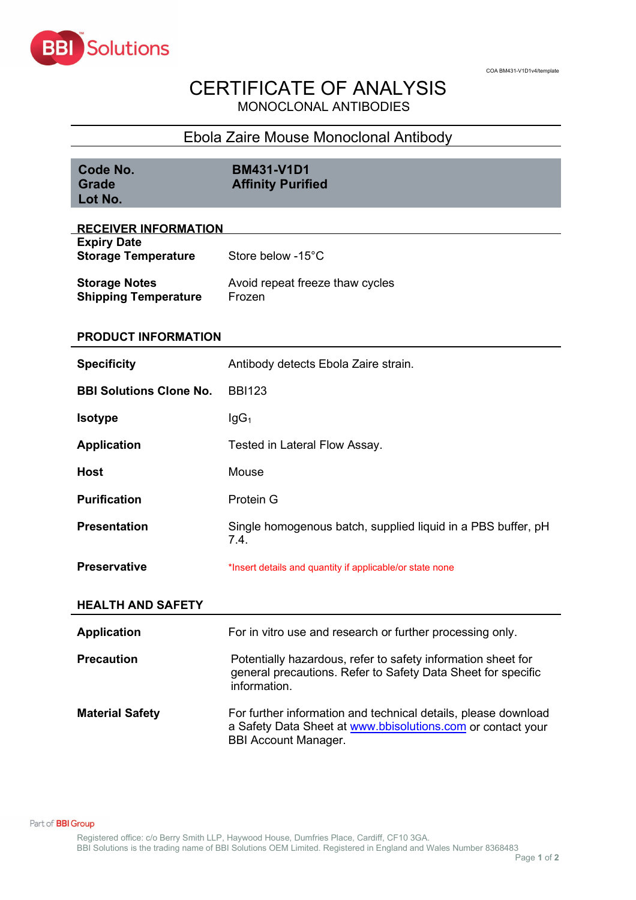BBI Solutions

COA BM431-V1D1v4/template

# CERTIFICATE OF ANALYSIS

## MONOCLONAL ANTIBODIES

## Ebola Zaire Mouse Monoclonal Antibody

| | |
|---|---|
| **Code No.** | **BM431-V1D1** |
| **Grade** | **Affinity Purified** |
| **Lot No.** | |

### RECEIVER INFORMATION

| | |
|---|---|
| **Expiry Date** | |
| **Storage Temperature** | Store below -15°C |
| **Storage Notes** | Avoid repeat freeze thaw cycles |
| **Shipping Temperature** | Frozen |

### PRODUCT INFORMATION

| | |
|---|---|
| **Specificity** | Antibody detects Ebola Zaire strain. |
| **BBI Solutions Clone No.** | BBI123 |
| **Isotype** | $IgG_1$ |
| **Application** | Tested in Lateral Flow Assay. |
| **Host** | Mouse |
| **Purification** | Protein G |
| **Presentation** | Single homogenous batch, supplied liquid in a PBS buffer, pH 7.4. |
| **Preservative** | *Insert details and quantity if applicable/or state none |

### HEALTH AND SAFETY

| | |
|---|---|
| **Application** | For in vitro use and research or further processing only. |
| **Precaution** | Potentially hazardous, refer to safety information sheet for general precautions. Refer to Safety Data Sheet for specific information. |
| **Material Safety** | For further information and technical details, please download a Safety Data Sheet at www.bbisolutions.com or contact your BBI Account Manager. |

Part of BBI Group

Registered office: c/o Berry Smith LLP, Haywood House, Dumfries Place, Cardiff, CF10 3GA.
BBI Solutions is the trading name of BBI Solutions OEM Limited. Registered in England and Wales Number 8368483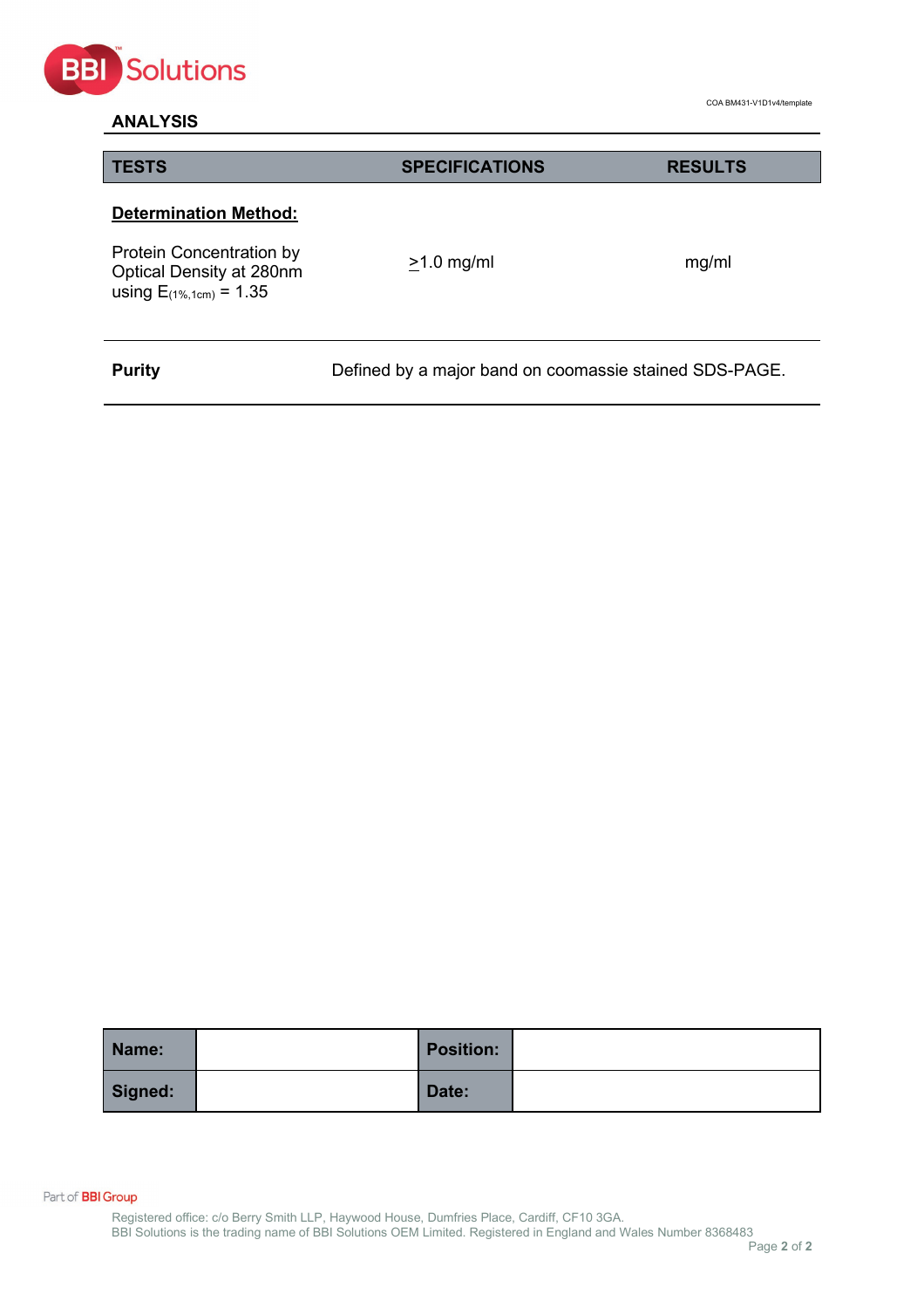COA BM431-V1D1v4/template

## ANALYSIS

| TESTS | SPECIFICATIONS | RESULTS |
|---|---|---|
| **Determination Method:** | | |
| Protein Concentration by Optical Density at 280nm using $E_{(1\%,1cm)} = 1.35$ | $\geq$1.0 mg/ml | mg/ml |
| **Purity** | Defined by a major band on coomassie stained SDS-PAGE. | |

| | | | |
|---|---|---|---|
| **Name:** | | **Position:** | |
| **Signed:** | | **Date:** | |

Part of BBI Group

Registered office: c/o Berry Smith LLP, Haywood House, Dumfries Place, Cardiff, CF10 3GA.
BBI Solutions is the trading name of BBI Solutions OEM Limited. Registered in England and Wales Number 8368483